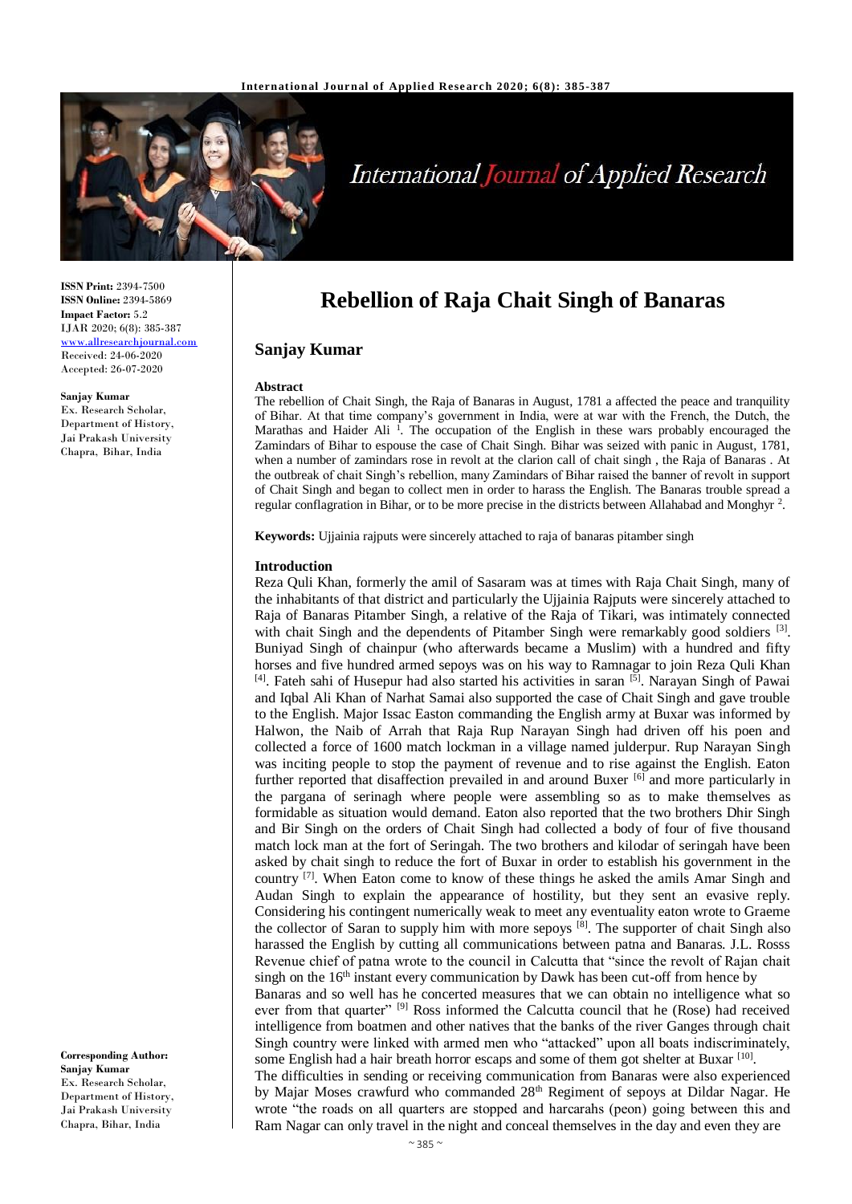**ISSN Print:** 2394-7500
**ISSN Online:** 2394-5869
**Impact Factor:** 5.2
IJAR 2020; 6(8): 385-387
www.allresearchjournal.com
Received: 24-06-2020
Accepted: 26-07-2020

**Sanjay Kumar**
Ex. Research Scholar, Department of History, Jai Prakash University Chapra, Bihar, India

**Corresponding Author:**
**Sanjay Kumar**
Ex. Research Scholar, Department of History, Jai Prakash University Chapra, Bihar, India

# Rebellion of Raja Chait Singh of Banaras

## Sanjay Kumar

### Abstract

The rebellion of Chait Singh, the Raja of Banaras in August, 1781 a affected the peace and tranquility of Bihar. At that time company's government in India, were at war with the French, the Dutch, the Marathas and Haider Ali [1]. The occupation of the English in these wars probably encouraged the Zamindars of Bihar to espouse the case of Chait Singh. Bihar was seized with panic in August, 1781, when a number of zamindars rose in revolt at the clarion call of chait singh , the Raja of Banaras . At the outbreak of chait Singh's rebellion, many Zamindars of Bihar raised the banner of revolt in support of Chait Singh and began to collect men in order to harass the English. The Banaras trouble spread a regular conflagration in Bihar, or to be more precise in the districts between Allahabad and Monghyr [2].

**Keywords:** Ujjainia rajputs were sincerely attached to raja of banaras pitamber singh

### Introduction

Reza Quli Khan, formerly the amil of Sasaram was at times with Raja Chait Singh, many of the inhabitants of that district and particularly the Ujjainia Rajputs were sincerely attached to Raja of Banaras Pitamber Singh, a relative of the Raja of Tikari, was intimately connected with chait Singh and the dependents of Pitamber Singh were remarkably good soldiers [3]. Buniyad Singh of chainpur (who afterwards became a Muslim) with a hundred and fifty horses and five hundred armed sepoys was on his way to Ramnagar to join Reza Quli Khan [4]. Fateh sahi of Husepur had also started his activities in saran [5]. Narayan Singh of Pawai and Iqbal Ali Khan of Narhat Samai also supported the case of Chait Singh and gave trouble to the English. Major Issac Easton commanding the English army at Buxar was informed by Halwon, the Naib of Arrah that Raja Rup Narayan Singh had driven off his poen and collected a force of 1600 match lockman in a village named julderpur. Rup Narayan Singh was inciting people to stop the payment of revenue and to rise against the English. Eaton further reported that disaffection prevailed in and around Buxer [6] and more particularly in the pargana of serinagh where people were assembling so as to make themselves as formidable as situation would demand. Eaton also reported that the two brothers Dhir Singh and Bir Singh on the orders of Chait Singh had collected a body of four of five thousand match lock man at the fort of Seringah. The two brothers and kilodar of seringah have been asked by chait singh to reduce the fort of Buxar in order to establish his government in the country [7]. When Eaton come to know of these things he asked the amils Amar Singh and Audan Singh to explain the appearance of hostility, but they sent an evasive reply. Considering his contingent numerically weak to meet any eventuality eaton wrote to Graeme the collector of Saran to supply him with more sepoys [8]. The supporter of chait Singh also harassed the English by cutting all communications between patna and Banaras. J.L. Rosss Revenue chief of patna wrote to the council in Calcutta that "since the revolt of Rajan chait singh on the 16th instant every communication by Dawk has been cut-off from hence by Banaras and so well has he concerted measures that we can obtain no intelligence what so ever from that quarter" [9] Ross informed the Calcutta council that he (Rose) had received intelligence from boatmen and other natives that the banks of the river Ganges through chait Singh country were linked with armed men who "attacked" upon all boats indiscriminately, some English had a hair breath horror escaps and some of them got shelter at Buxar [10].

The difficulties in sending or receiving communication from Banaras were also experienced by Majar Moses crawfurd who commanded 28th Regiment of sepoys at Dildar Nagar. He wrote "the roads on all quarters are stopped and harcarahs (peon) going between this and Ram Nagar can only travel in the night and conceal themselves in the day and even they are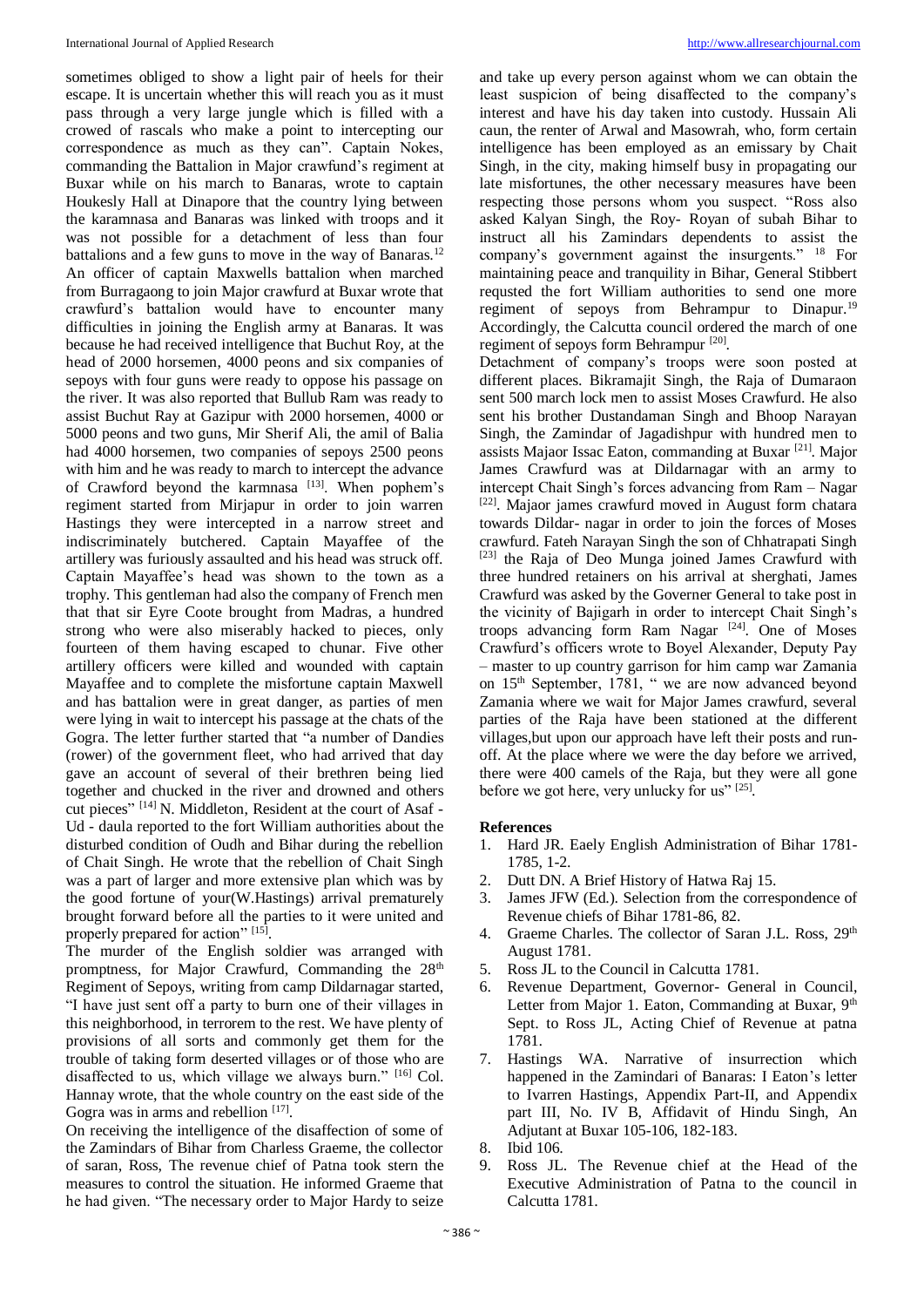sometimes obliged to show a light pair of heels for their escape. It is uncertain whether this will reach you as it must pass through a very large jungle which is filled with a crowed of rascals who make a point to intercepting our correspondence as much as they can". Captain Nokes, commanding the Battalion in Major crawfund's regiment at Buxar while on his march to Banaras, wrote to captain Houkesly Hall at Dinapore that the country lying between the karamnasa and Banaras was linked with troops and it was not possible for a detachment of less than four battalions and a few guns to move in the way of Banaras.[12] An officer of captain Maxwells battalion when marched from Burragaong to join Major crawfurd at Buxar wrote that crawfurd's battalion would have to encounter many difficulties in joining the English army at Banaras. It was because he had received intelligence that Buchut Roy, at the head of 2000 horsemen, 4000 peons and six companies of sepoys with four guns were ready to oppose his passage on the river. It was also reported that Bullub Ram was ready to assist Buchut Ray at Gazipur with 2000 horsemen, 4000 or 5000 peons and two guns, Mir Sherif Ali, the amil of Balia had 4000 horsemen, two companies of sepoys 2500 peons with him and he was ready to march to intercept the advance of Crawford beyond the karmnasa [13]. When pophem's regiment started from Mirjapur in order to join warren Hastings they were intercepted in a narrow street and indiscriminately butchered. Captain Mayaffee of the artillery was furiously assaulted and his head was struck off. Captain Mayaffee's head was shown to the town as a trophy. This gentleman had also the company of French men that that sir Eyre Coote brought from Madras, a hundred strong who were also miserably hacked to pieces, only fourteen of them having escaped to chunar. Five other artillery officers were killed and wounded with captain Mayaffee and to complete the misfortune captain Maxwell and has battalion were in great danger, as parties of men were lying in wait to intercept his passage at the chats of the Gogra. The letter further started that "a number of Dandies (rower) of the government fleet, who had arrived that day gave an account of several of their brethren being lied together and chucked in the river and drowned and others cut pieces" [14] N. Middleton, Resident at the court of Asaf - Ud - daula reported to the fort William authorities about the disturbed condition of Oudh and Bihar during the rebellion of Chait Singh. He wrote that the rebellion of Chait Singh was a part of larger and more extensive plan which was by the good fortune of your(W.Hastings) arrival prematurely brought forward before all the parties to it were united and properly prepared for action" [15].

The murder of the English soldier was arranged with promptness, for Major Crawfurd, Commanding the 28th Regiment of Sepoys, writing from camp Dildarnagar started, "I have just sent off a party to burn one of their villages in this neighborhood, in terrorem to the rest. We have plenty of provisions of all sorts and commonly get them for the trouble of taking form deserted villages or of those who are disaffected to us, which village we always burn." [16] Col. Hannay wrote, that the whole country on the east side of the Gogra was in arms and rebellion [17].

On receiving the intelligence of the disaffection of some of the Zamindars of Bihar from Charless Graeme, the collector of saran, Ross, The revenue chief of Patna took stern the measures to control the situation. He informed Graeme that he had given. "The necessary order to Major Hardy to seize and take up every person against whom we can obtain the least suspicion of being disaffected to the company's interest and have his day taken into custody. Hussain Ali caun, the renter of Arwal and Masowrah, who, form certain intelligence has been employed as an emissary by Chait Singh, in the city, making himself busy in propagating our late misfortunes, the other necessary measures have been respecting those persons whom you suspect. "Ross also asked Kalyan Singh, the Roy- Royan of subah Bihar to instruct all his Zamindars dependents to assist the company's government against the insurgents." [18] For maintaining peace and tranquility in Bihar, General Stibbert requsted the fort William authorities to send one more regiment of sepoys from Behrampur to Dinapur.[19] Accordingly, the Calcutta council ordered the march of one regiment of sepoys form Behrampur [20].

Detachment of company's troops were soon posted at different places. Bikramajit Singh, the Raja of Dumaraon sent 500 match lock men to assist Moses Crawfurd. He also sent his brother Dustandaman Singh and Bhoop Narayan Singh, the Zamindar of Jagadishpur with hundred men to assists Majaor Issac Eaton, commanding at Buxar [21]. Major James Crawfurd was at Dildarnagar with an army to intercept Chait Singh's forces advancing from Ram – Nagar [22]. Majaor james crawfurd moved in August form chatara towards Dildar- nagar in order to join the forces of Moses crawfurd. Fateh Narayan Singh the son of Chhatrapati Singh [23] the Raja of Deo Munga joined James Crawfurd with three hundred retainers on his arrival at sherghati, James Crawfurd was asked by the Governer General to take post in the vicinity of Bajigarh in order to intercept Chait Singh's troops advancing form Ram Nagar [24]. One of Moses Crawfurd's officers wrote to Boyel Alexander, Deputy Pay – master to up country garrison for him camp war Zamania on 15th September, 1781, " we are now advanced beyond Zamania where we wait for Major James crawfurd, several parties of the Raja have been stationed at the different villages,but upon our approach have left their posts and run-off. At the place where we were the day before we arrived, there were 400 camels of the Raja, but they were all gone before we got here, very unlucky for us" [25].

## References

1. Hard JR. Eaely English Administration of Bihar 1781-1785, 1-2.
2. Dutt DN. A Brief History of Hatwa Raj 15.
3. James JFW (Ed.). Selection from the correspondence of Revenue chiefs of Bihar 1781-86, 82.
4. Graeme Charles. The collector of Saran J.L. Ross, 29th August 1781.
5. Ross JL to the Council in Calcutta 1781.
6. Revenue Department, Governor- General in Council, Letter from Major 1. Eaton, Commanding at Buxar, 9th Sept. to Ross JL, Acting Chief of Revenue at patna 1781.
7. Hastings WA. Narrative of insurrection which happened in the Zamindari of Banaras: I Eaton's letter to Ivarren Hastings, Appendix Part-II, and Appendix part III, No. IV B, Affidavit of Hindu Singh, An Adjutant at Buxar 105-106, 182-183.
8. Ibid 106.
9. Ross JL. The Revenue chief at the Head of the Executive Administration of Patna to the council in Calcutta 1781.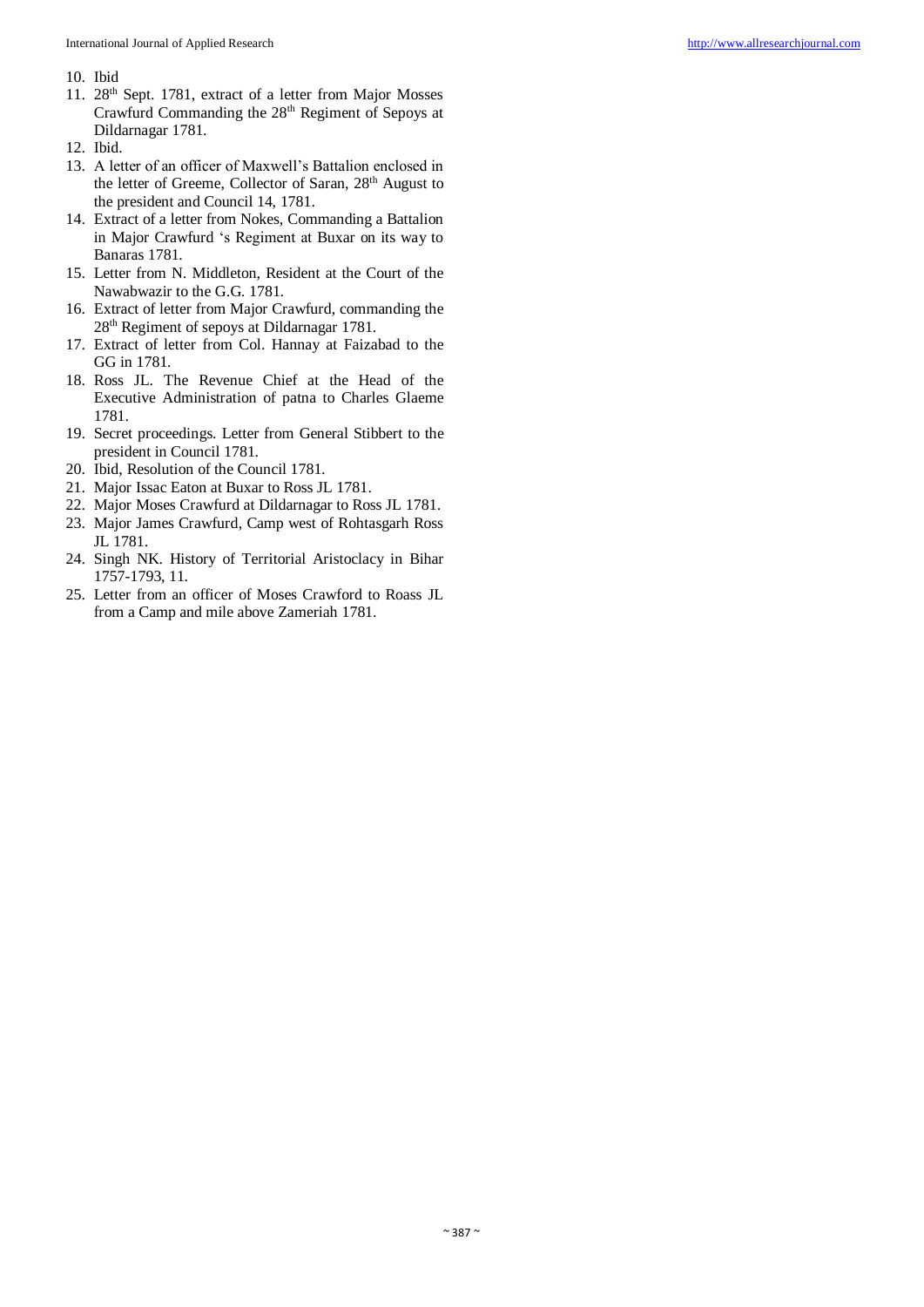10. Ibid
11. 28th Sept. 1781, extract of a letter from Major Mosses Crawfurd Commanding the 28th Regiment of Sepoys at Dildarnagar 1781.
12. Ibid.
13. A letter of an officer of Maxwell's Battalion enclosed in the letter of Greeme, Collector of Saran, 28th August to the president and Council 14, 1781.
14. Extract of a letter from Nokes, Commanding a Battalion in Major Crawfurd 's Regiment at Buxar on its way to Banaras 1781.
15. Letter from N. Middleton, Resident at the Court of the Nawabwazir to the G.G. 1781.
16. Extract of letter from Major Crawfurd, commanding the 28th Regiment of sepoys at Dildarnagar 1781.
17. Extract of letter from Col. Hannay at Faizabad to the GG in 1781.
18. Ross JL. The Revenue Chief at the Head of the Executive Administration of patna to Charles Glaeme 1781.
19. Secret proceedings. Letter from General Stibbert to the president in Council 1781.
20. Ibid, Resolution of the Council 1781.
21. Major Issac Eaton at Buxar to Ross JL 1781.
22. Major Moses Crawfurd at Dildarnagar to Ross JL 1781.
23. Major James Crawfurd, Camp west of Rohtasgarh Ross JL 1781.
24. Singh NK. History of Territorial Aristoclacy in Bihar 1757-1793, 11.
25. Letter from an officer of Moses Crawford to Roass JL from a Camp and mile above Zameriah 1781.